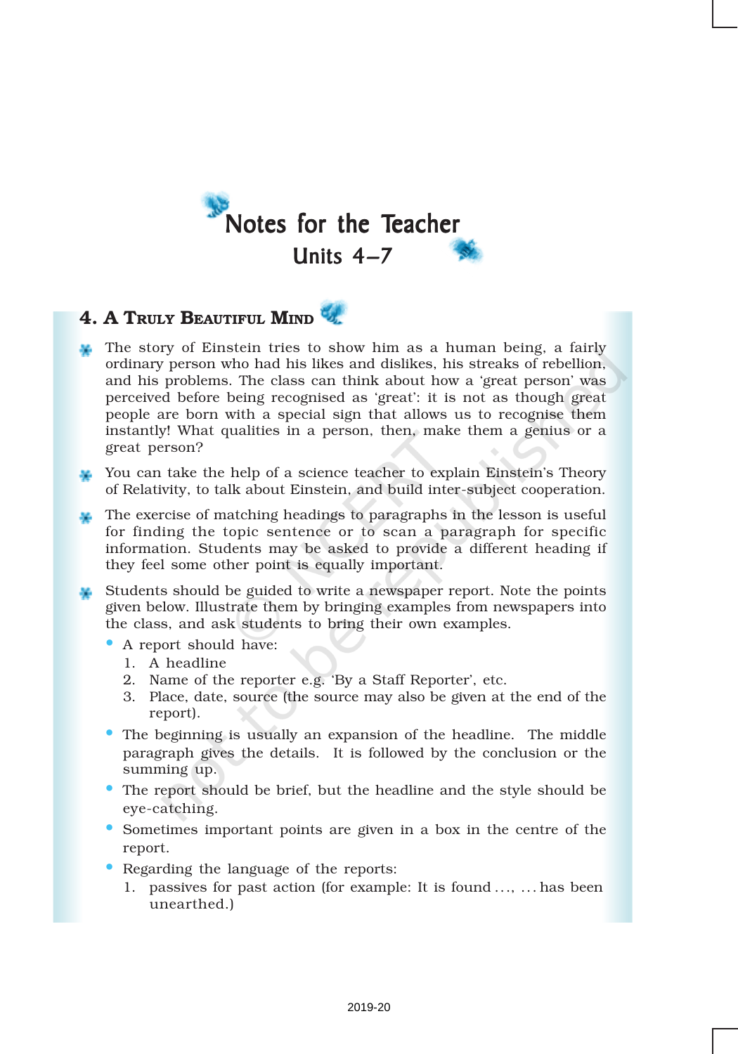# Notes for the Teacher

## Units 4–7

### 4. A Truly Beautiful Mind

- The story of Einstein tries to show him as a human being, a fairly ordinary person who had his likes and dislikes, his streaks of rebellion, and his problems. The class can think about how a 'great person' was perceived before being recognised as 'great': it is not as though great people are born with a special sign that allows us to recognise them instantly! What qualities in a person, then, make them a genius or a great person?
- You can take the help of a science teacher to explain Einstein's Theory of Relativity, to talk about Einstein, and build inter-subject cooperation.
- The exercise of matching headings to paragraphs in the lesson is useful for finding the topic sentence or to scan a paragraph for specific information. Students may be asked to provide a different heading if they feel some other point is equally important.
- Students should be guided to write a newspaper report. Note the points given below. Illustrate them by bringing examples from newspapers into the class, and ask students to bring their own examples.
  - A report should have:
    1. A headline
    2. Name of the reporter e.g. 'By a Staff Reporter', etc.
    3. Place, date, source (the source may also be given at the end of the report).
  - The beginning is usually an expansion of the headline. The middle paragraph gives the details. It is followed by the conclusion or the summing up.
  - The report should be brief, but the headline and the style should be eye-catching.
  - Sometimes important points are given in a box in the centre of the report.
  - Regarding the language of the reports:
    1. passives for past action (for example: It is found ..., ... has been unearthed.)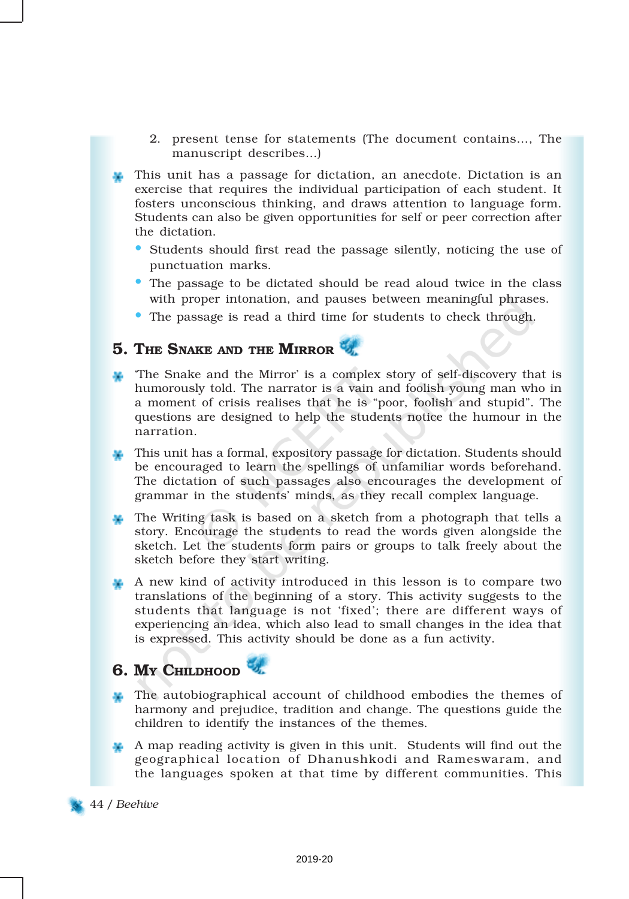2. present tense for statements (The document contains..., The manuscript describes...)

- This unit has a passage for dictation, an anecdote. Dictation is an exercise that requires the individual participation of each student. It fosters unconscious thinking, and draws attention to language form. Students can also be given opportunities for self or peer correction after the dictation.
  - Students should first read the passage silently, noticing the use of punctuation marks.
  - The passage to be dictated should be read aloud twice in the class with proper intonation, and pauses between meaningful phrases.
  - The passage is read a third time for students to check through.

## 5. The Snake and the Mirror

- 'The Snake and the Mirror' is a complex story of self-discovery that is humorously told. The narrator is a vain and foolish young man who in a moment of crisis realises that he is "poor, foolish and stupid". The questions are designed to help the students notice the humour in the narration.
- This unit has a formal, expository passage for dictation. Students should be encouraged to learn the spellings of unfamiliar words beforehand. The dictation of such passages also encourages the development of grammar in the students' minds, as they recall complex language.
- The Writing task is based on a sketch from a photograph that tells a story. Encourage the students to read the words given alongside the sketch. Let the students form pairs or groups to talk freely about the sketch before they start writing.
- A new kind of activity introduced in this lesson is to compare two translations of the beginning of a story. This activity suggests to the students that language is not 'fixed'; there are different ways of experiencing an idea, which also lead to small changes in the idea that is expressed. This activity should be done as a fun activity.

## 6. My Childhood

- The autobiographical account of childhood embodies the themes of harmony and prejudice, tradition and change. The questions guide the children to identify the instances of the themes.
- A map reading activity is given in this unit. Students will find out the geographical location of Dhanushkodi and Rameswaram, and the languages spoken at that time by different communities. This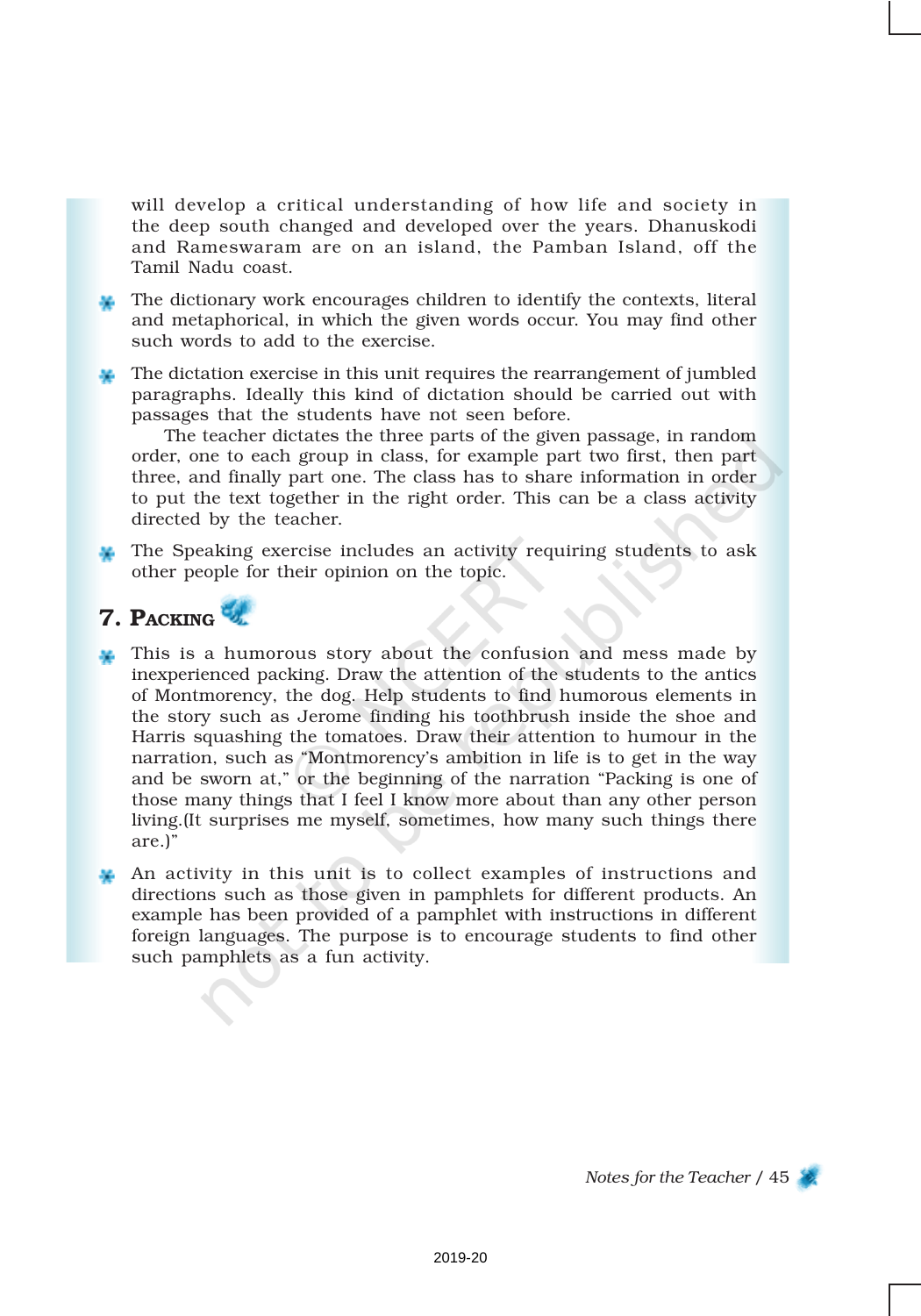will develop a critical understanding of how life and society in the deep south changed and developed over the years. Dhanuskodi and Rameswaram are on an island, the Pamban Island, off the Tamil Nadu coast.

- The dictionary work encourages children to identify the contexts, literal and metaphorical, in which the given words occur. You may find other such words to add to the exercise.
- The dictation exercise in this unit requires the rearrangement of jumbled paragraphs. Ideally this kind of dictation should be carried out with passages that the students have not seen before.

  The teacher dictates the three parts of the given passage, in random order, one to each group in class, for example part two first, then part three, and finally part one. The class has to share information in order to put the text together in the right order. This can be a class activity directed by the teacher.
- The Speaking exercise includes an activity requiring students to ask other people for their opinion on the topic.

## 7. Packing

- This is a humorous story about the confusion and mess made by inexperienced packing. Draw the attention of the students to the antics of Montmorency, the dog. Help students to find humorous elements in the story such as Jerome finding his toothbrush inside the shoe and Harris squashing the tomatoes. Draw their attention to humour in the narration, such as "Montmorency's ambition in life is to get in the way and be sworn at," or the beginning of the narration "Packing is one of those many things that I feel I know more about than any other person living.(It surprises me myself, sometimes, how many such things there are.)"
- An activity in this unit is to collect examples of instructions and directions such as those given in pamphlets for different products. An example has been provided of a pamphlet with instructions in different foreign languages. The purpose is to encourage students to find other such pamphlets as a fun activity.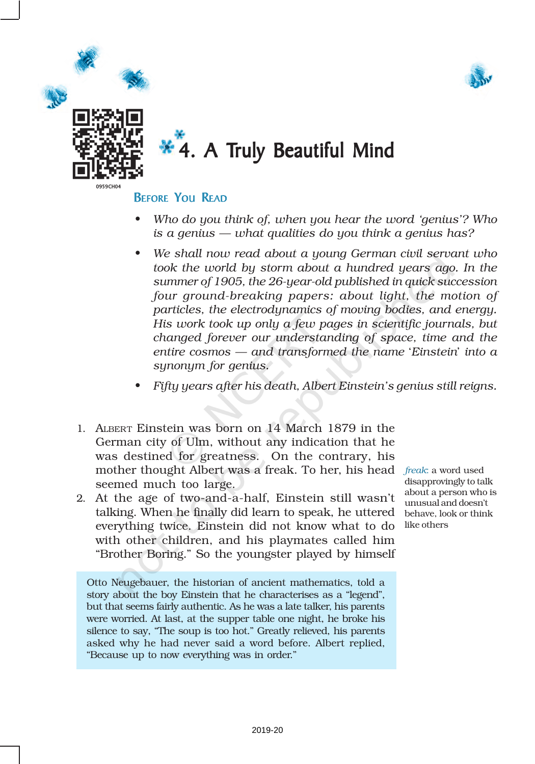# 4. A Truly Beautiful Mind

## Before You Read

- *Who do you think of, when you hear the word 'genius'? Who is a genius — what qualities do you think a genius has?*
- *We shall now read about a young German civil servant who took the world by storm about a hundred years ago. In the summer of 1905, the 26-year-old published in quick succession four ground-breaking papers: about light, the motion of particles, the electrodynamics of moving bodies, and energy. His work took up only a few pages in scientific journals, but changed forever our understanding of space, time and the entire cosmos — and transformed the name 'Einstein' into a synonym for genius.*
- *Fifty years after his death, Albert Einstein's genius still reigns.*

1. Albert Einstein was born on 14 March 1879 in the German city of Ulm, without any indication that he was destined for greatness. On the contrary, his mother thought Albert was a freak. To her, his head seemed much too large.

2. At the age of two-and-a-half, Einstein still wasn't talking. When he finally did learn to speak, he uttered everything twice. Einstein did not know what to do with other children, and his playmates called him "Brother Boring." So the youngster played by himself

*freak*: a word used disapprovingly to talk about a person who is unusual and doesn't behave, look or think like others

> Otto Neugebauer, the historian of ancient mathematics, told a story about the boy Einstein that he characterises as a "legend", but that seems fairly authentic. As he was a late talker, his parents were worried. At last, at the supper table one night, he broke his silence to say, "The soup is too hot." Greatly relieved, his parents asked why he had never said a word before. Albert replied, "Because up to now everything was in order."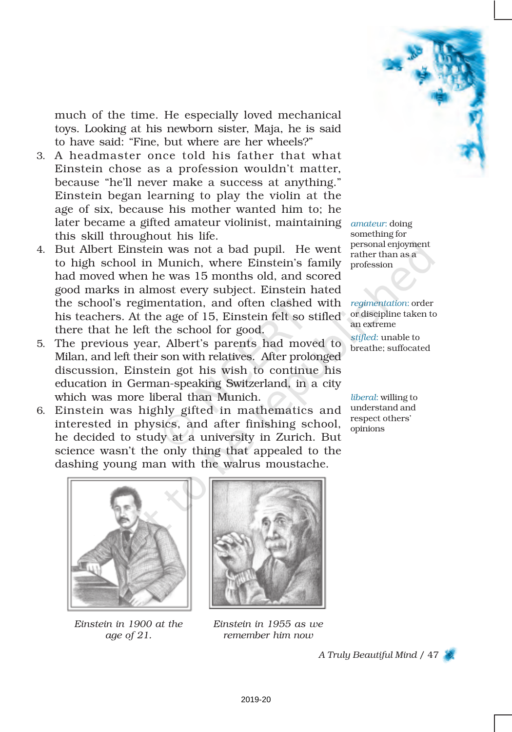much of the time. He especially loved mechanical toys. Looking at his newborn sister, Maja, he is said to have said: "Fine, but where are her wheels?"

3. A headmaster once told his father that what Einstein chose as a profession wouldn't matter, because "he'll never make a success at anything." Einstein began learning to play the violin at the age of six, because his mother wanted him to; he later became a gifted amateur violinist, maintaining this skill throughout his life.

4. But Albert Einstein was not a bad pupil. He went to high school in Munich, where Einstein's family had moved when he was 15 months old, and scored good marks in almost every subject. Einstein hated the school's regimentation, and often clashed with his teachers. At the age of 15, Einstein felt so stifled there that he left the school for good.

5. The previous year, Albert's parents had moved to Milan, and left their son with relatives. After prolonged discussion, Einstein got his wish to continue his education in German-speaking Switzerland, in a city which was more liberal than Munich.

6. Einstein was highly gifted in mathematics and interested in physics, and after finishing school, he decided to study at a university in Zurich. But science wasn't the only thing that appealed to the dashing young man with the walrus moustache.

*amateur*: doing something for personal enjoyment rather than as a profession

*regimentation*: order or discipline taken to an extreme

*stifled*: unable to breathe; suffocated

*liberal*: willing to understand and respect others' opinions

*Einstein in 1900 at the age of 21.*

*Einstein in 1955 as we remember him now*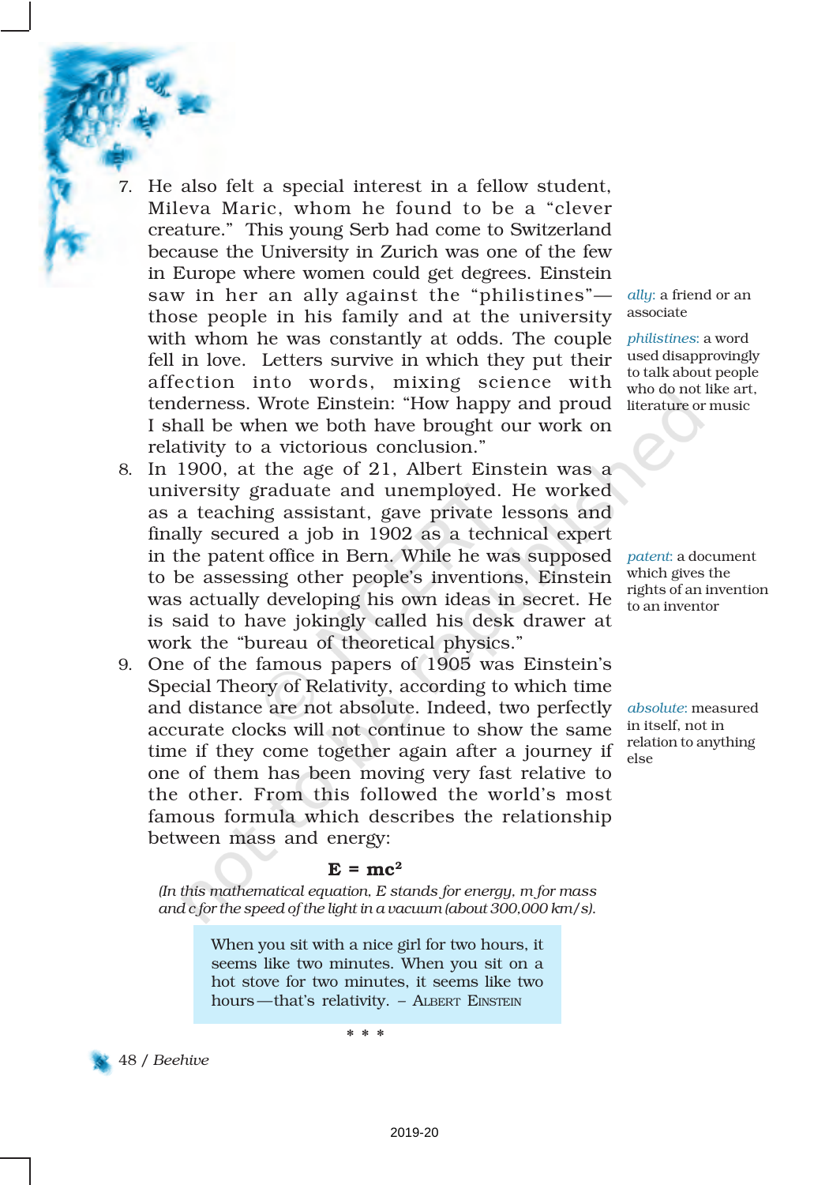7. He also felt a special interest in a fellow student, Mileva Maric, whom he found to be a "clever creature." This young Serb had come to Switzerland because the University in Zurich was one of the few in Europe where women could get degrees. Einstein saw in her an ally against the "philistines"— those people in his family and at the university with whom he was constantly at odds. The couple fell in love. Letters survive in which they put their affection into words, mixing science with tenderness. Wrote Einstein: "How happy and proud I shall be when we both have brought our work on relativity to a victorious conclusion."

*ally*: a friend or an associate

*philistines*: a word used disapprovingly to talk about people who do not like art, literature or music

8. In 1900, at the age of 21, Albert Einstein was a university graduate and unemployed. He worked as a teaching assistant, gave private lessons and finally secured a job in 1902 as a technical expert in the patent office in Bern. While he was supposed to be assessing other people's inventions, Einstein was actually developing his own ideas in secret. He is said to have jokingly called his desk drawer at work the "bureau of theoretical physics."

*patent*: a document which gives the rights of an invention to an inventor

9. One of the famous papers of 1905 was Einstein's Special Theory of Relativity, according to which time and distance are not absolute. Indeed, two perfectly accurate clocks will not continue to show the same time if they come together again after a journey if one of them has been moving very fast relative to the other. From this followed the world's most famous formula which describes the relationship between mass and energy:

*absolute*: measured in itself, not in relation to anything else

$$E = mc^2$$

*(In this mathematical equation, E stands for energy, m for mass and c for the speed of the light in a vacuum (about 300,000 km/s).*

> When you sit with a nice girl for two hours, it seems like two minutes. When you sit on a hot stove for two minutes, it seems like two hours—that's relativity. – ALBERT EINSTEIN

\* \* \*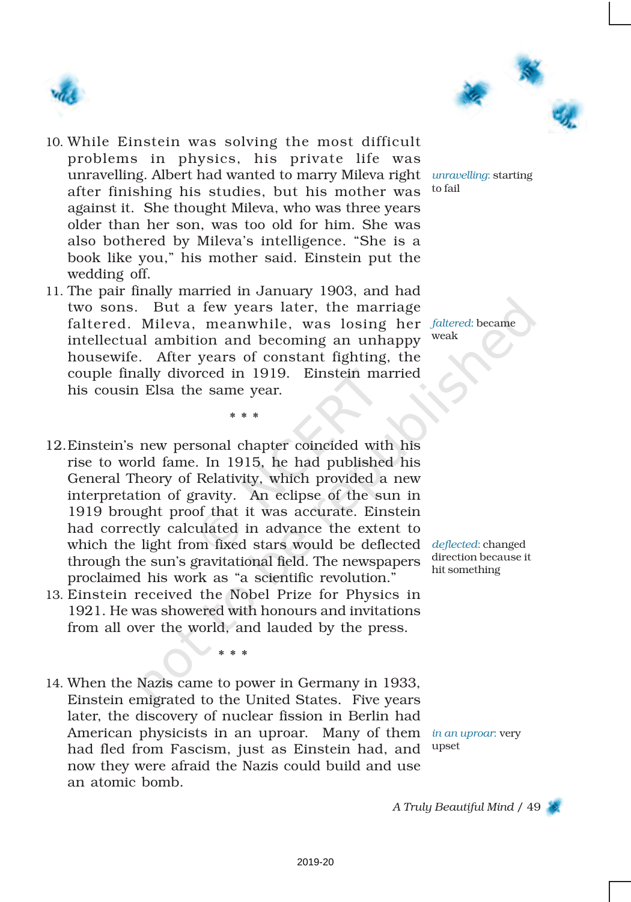10. While Einstein was solving the most difficult problems in physics, his private life was unravelling. Albert had wanted to marry Mileva right after finishing his studies, but his mother was against it. She thought Mileva, who was three years older than her son, was too old for him. She was also bothered by Mileva's intelligence. "She is a book like you," his mother said. Einstein put the wedding off.

*unravelling*: starting to fail

11. The pair finally married in January 1903, and had two sons. But a few years later, the marriage faltered. Mileva, meanwhile, was losing her intellectual ambition and becoming an unhappy housewife. After years of constant fighting, the couple finally divorced in 1919. Einstein married his cousin Elsa the same year.

*faltered*: became weak

\* \* \*

12. Einstein's new personal chapter coincided with his rise to world fame. In 1915, he had published his General Theory of Relativity, which provided a new interpretation of gravity. An eclipse of the sun in 1919 brought proof that it was accurate. Einstein had correctly calculated in advance the extent to which the light from fixed stars would be deflected through the sun's gravitational field. The newspapers proclaimed his work as "a scientific revolution."

*deflected*: changed direction because it hit something

13. Einstein received the Nobel Prize for Physics in 1921. He was showered with honours and invitations from all over the world, and lauded by the press.

\* \* \*

14. When the Nazis came to power in Germany in 1933, Einstein emigrated to the United States. Five years later, the discovery of nuclear fission in Berlin had American physicists in an uproar. Many of them had fled from Fascism, just as Einstein had, and now they were afraid the Nazis could build and use an atomic bomb.

*in an uproar*: very upset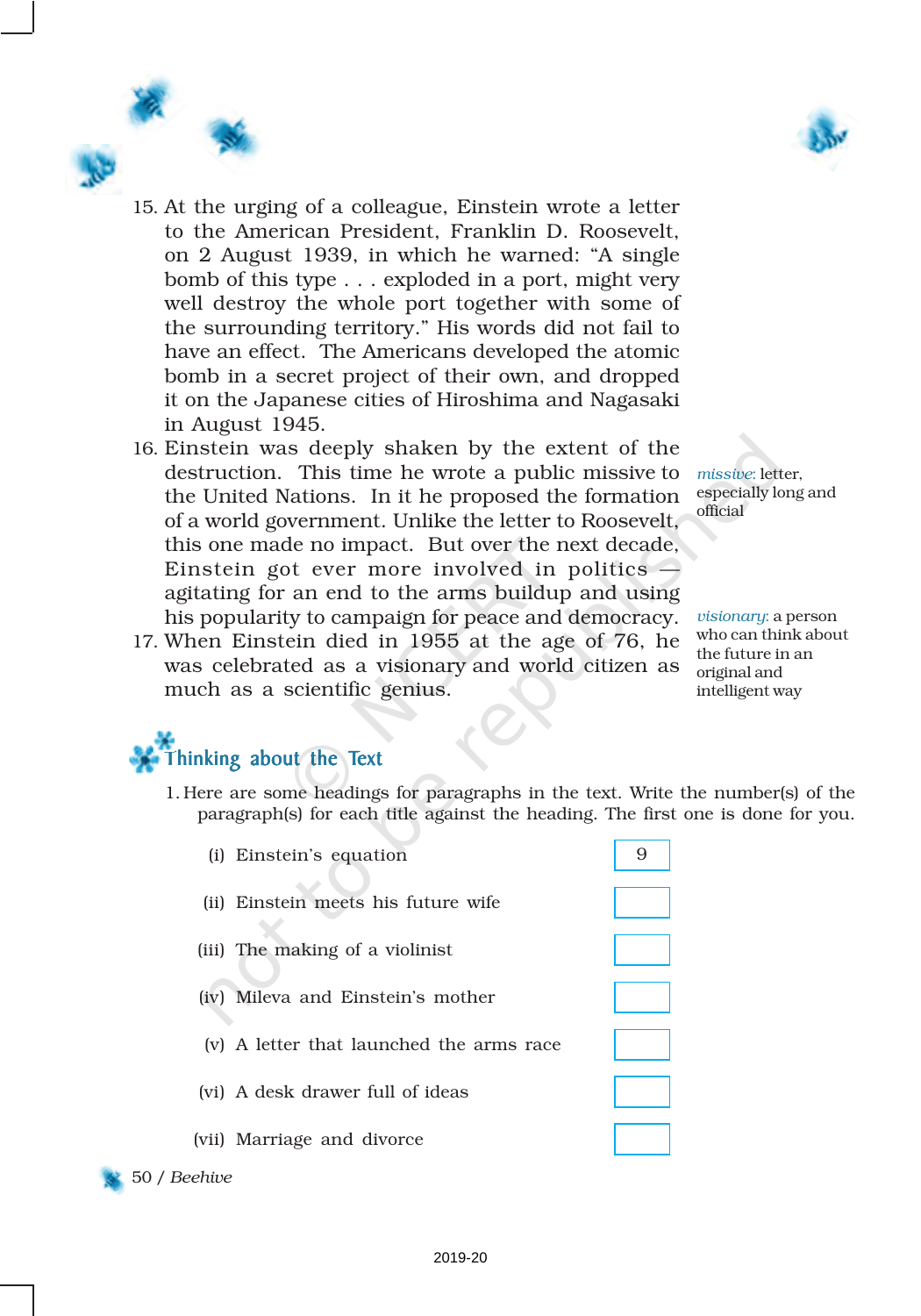15. At the urging of a colleague, Einstein wrote a letter to the American President, Franklin D. Roosevelt, on 2 August 1939, in which he warned: "A single bomb of this type . . . exploded in a port, might very well destroy the whole port together with some of the surrounding territory." His words did not fail to have an effect. The Americans developed the atomic bomb in a secret project of their own, and dropped it on the Japanese cities of Hiroshima and Nagasaki in August 1945.

16. Einstein was deeply shaken by the extent of the destruction. This time he wrote a public missive to the United Nations. In it he proposed the formation of a world government. Unlike the letter to Roosevelt, this one made no impact. But over the next decade, Einstein got ever more involved in politics — agitating for an end to the arms buildup and using his popularity to campaign for peace and democracy.

17. When Einstein died in 1955 at the age of 76, he was celebrated as a visionary and world citizen as much as a scientific genius.

*missive*: letter, especially long and official

*visionary*: a person who can think about the future in an original and intelligent way

## Thinking about the Text

1. Here are some headings for paragraphs in the text. Write the number(s) of the paragraph(s) for each title against the heading. The first one is done for you.

| Heading | Paragraph(s) |
|---|---|
| (i) Einstein's equation | 9 |
| (ii) Einstein meets his future wife | |
| (iii) The making of a violinist | |
| (iv) Mileva and Einstein's mother | |
| (v) A letter that launched the arms race | |
| (vi) A desk drawer full of ideas | |
| (vii) Marriage and divorce | |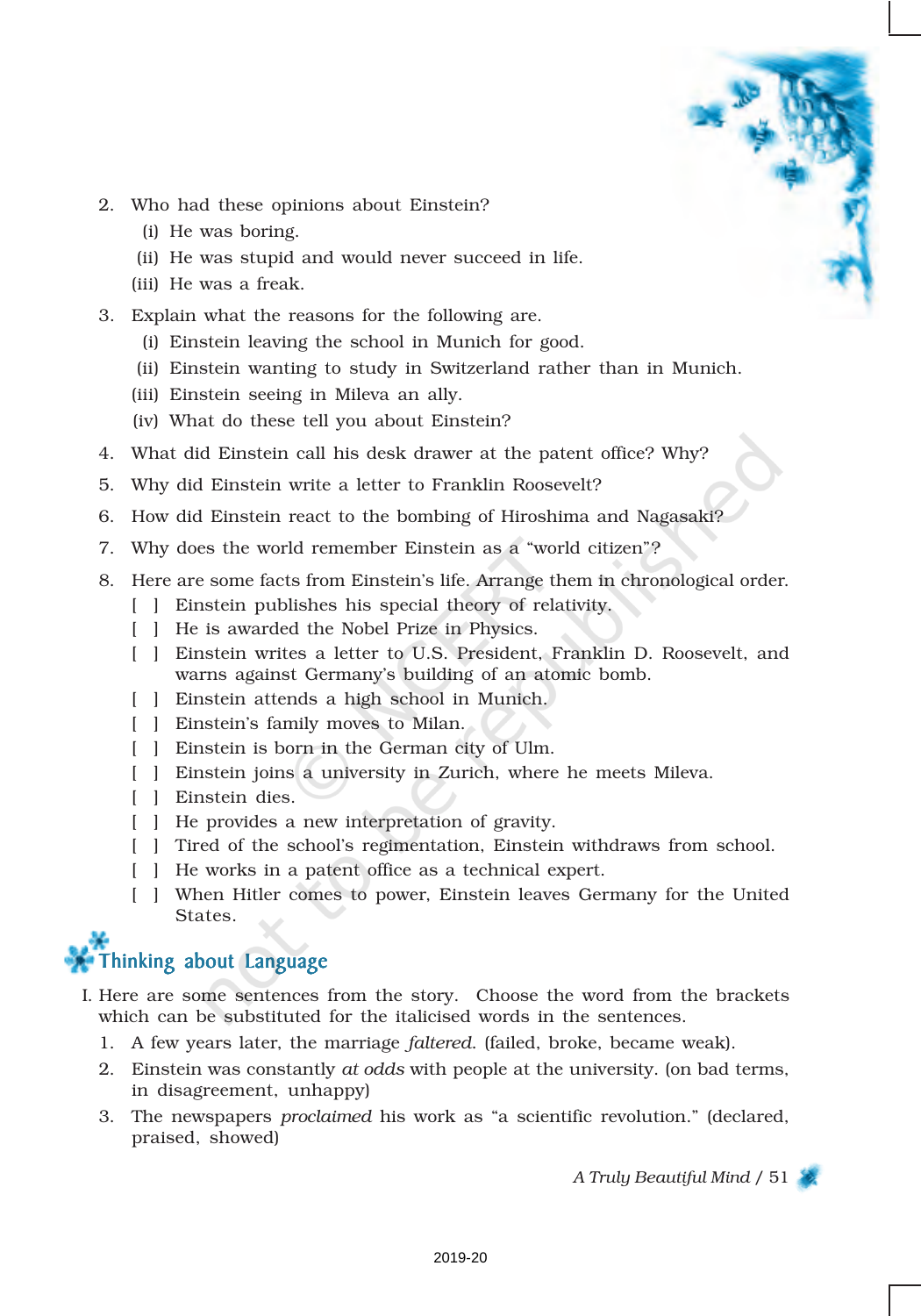2. Who had these opinions about Einstein?
   (i) He was boring.
   (ii) He was stupid and would never succeed in life.
   (iii) He was a freak.

3. Explain what the reasons for the following are.
   (i) Einstein leaving the school in Munich for good.
   (ii) Einstein wanting to study in Switzerland rather than in Munich.
   (iii) Einstein seeing in Mileva an ally.
   (iv) What do these tell you about Einstein?

4. What did Einstein call his desk drawer at the patent office? Why?

5. Why did Einstein write a letter to Franklin Roosevelt?

6. How did Einstein react to the bombing of Hiroshima and Nagasaki?

7. Why does the world remember Einstein as a "world citizen"?

8. Here are some facts from Einstein's life. Arrange them in chronological order.
   [ ] Einstein publishes his special theory of relativity.
   [ ] He is awarded the Nobel Prize in Physics.
   [ ] Einstein writes a letter to U.S. President, Franklin D. Roosevelt, and warns against Germany's building of an atomic bomb.
   [ ] Einstein attends a high school in Munich.
   [ ] Einstein's family moves to Milan.
   [ ] Einstein is born in the German city of Ulm.
   [ ] Einstein joins a university in Zurich, where he meets Mileva.
   [ ] Einstein dies.
   [ ] He provides a new interpretation of gravity.
   [ ] Tired of the school's regimentation, Einstein withdraws from school.
   [ ] He works in a patent office as a technical expert.
   [ ] When Hitler comes to power, Einstein leaves Germany for the United States.

## Thinking about Language

I. Here are some sentences from the story. Choose the word from the brackets which can be substituted for the italicised words in the sentences.

1. A few years later, the marriage *faltered*. (failed, broke, became weak).
2. Einstein was constantly *at odds* with people at the university. (on bad terms, in disagreement, unhappy)
3. The newspapers *proclaimed* his work as "a scientific revolution." (declared, praised, showed)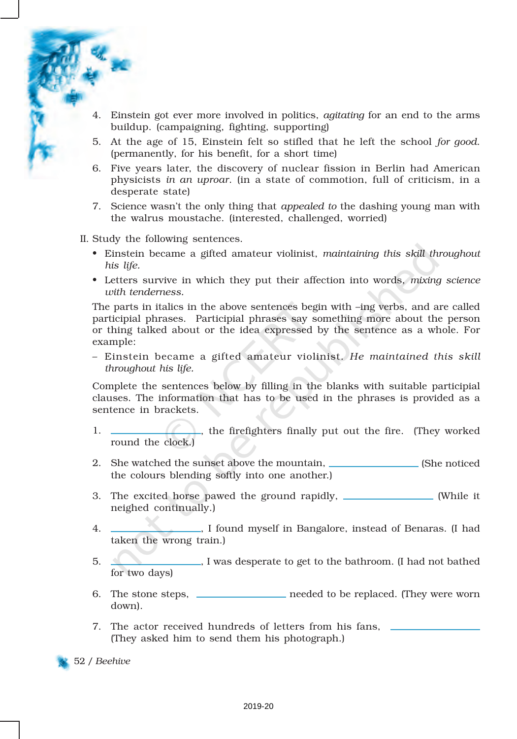4. Einstein got ever more involved in politics, *agitating* for an end to the arms buildup. (campaigning, fighting, supporting)

5. At the age of 15, Einstein felt so stifled that he left the school *for good*. (permanently, for his benefit, for a short time)

6. Five years later, the discovery of nuclear fission in Berlin had American physicists *in an uproar*. (in a state of commotion, full of criticism, in a desperate state)

7. Science wasn't the only thing that *appealed to* the dashing young man with the walrus moustache. (interested, challenged, worried)

II. Study the following sentences.

- Einstein became a gifted amateur violinist, *maintaining this skill throughout his life.*
- Letters survive in which they put their affection into words, *mixing science with tenderness.*

The parts in italics in the above sentences begin with –ing verbs, and are called participial phrases. Participial phrases say something more about the person or thing talked about or the idea expressed by the sentence as a whole. For example:

– Einstein became a gifted amateur violinist. *He maintained this skill throughout his life.*

Complete the sentences below by filling in the blanks with suitable participial clauses. The information that has to be used in the phrases is provided as a sentence in brackets.

1. ________________, the firefighters finally put out the fire. (They worked round the clock.)

2. She watched the sunset above the mountain, ________________ (She noticed the colours blending softly into one another.)

3. The excited horse pawed the ground rapidly, ________________ (While it neighed continually.)

4. ________________, I found myself in Bangalore, instead of Benaras. (I had taken the wrong train.)

5. ________________, I was desperate to get to the bathroom. (I had not bathed for two days)

6. The stone steps, ________________ needed to be replaced. (They were worn down).

7. The actor received hundreds of letters from his fans, ________________ (They asked him to send them his photograph.)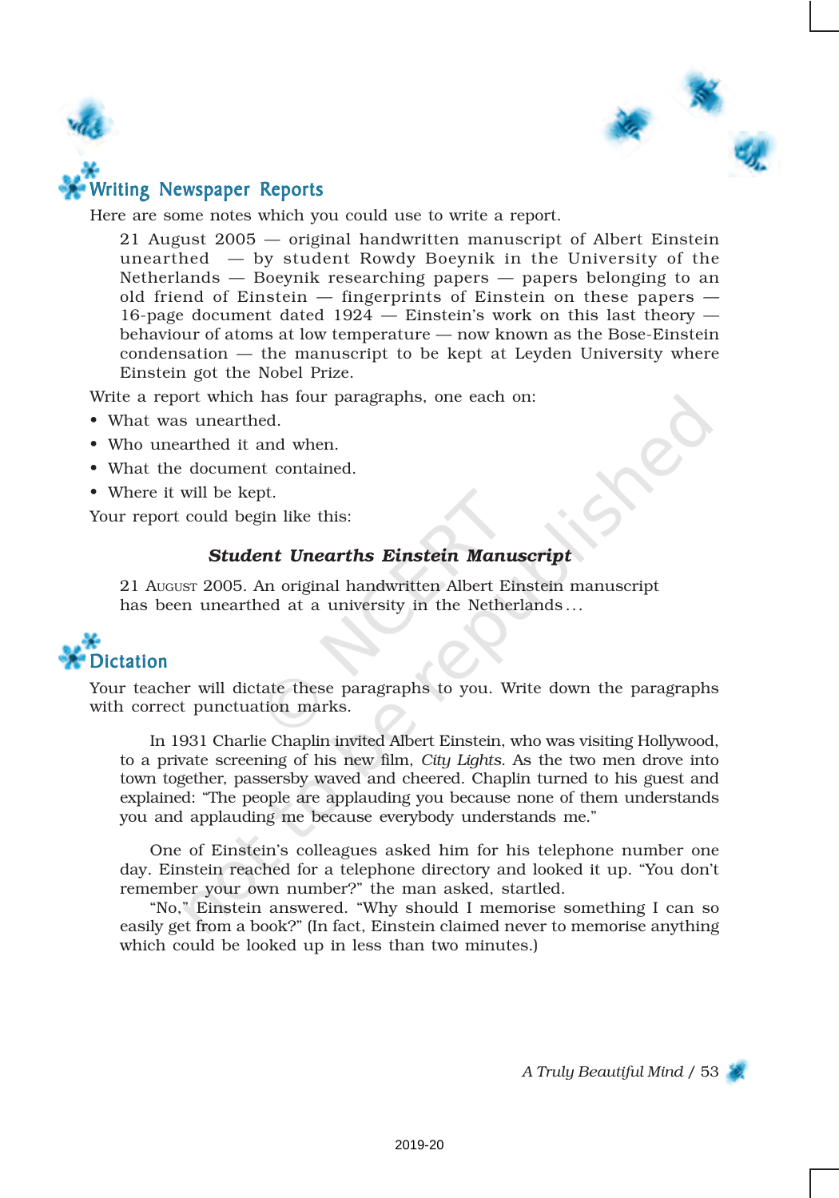## Writing Newspaper Reports

Here are some notes which you could use to write a report.

> 21 August 2005 — original handwritten manuscript of Albert Einstein unearthed — by student Rowdy Boeynik in the University of the Netherlands — Boeynik researching papers — papers belonging to an old friend of Einstein — fingerprints of Einstein on these papers — 16-page document dated 1924 — Einstein's work on this last theory — behaviour of atoms at low temperature — now known as the Bose-Einstein condensation — the manuscript to be kept at Leyden University where Einstein got the Nobel Prize.

Write a report which has four paragraphs, one each on:

- What was unearthed.
- Who unearthed it and when.
- What the document contained.
- Where it will be kept.

Your report could begin like this:

***Student Unearths Einstein Manuscript***

21 August 2005. An original handwritten Albert Einstein manuscript has been unearthed at a university in the Netherlands...

## Dictation

Your teacher will dictate these paragraphs to you. Write down the paragraphs with correct punctuation marks.

In 1931 Charlie Chaplin invited Albert Einstein, who was visiting Hollywood, to a private screening of his new film, *City Lights*. As the two men drove into town together, passersby waved and cheered. Chaplin turned to his guest and explained: "The people are applauding you because none of them understands you and applauding me because everybody understands me."

One of Einstein's colleagues asked him for his telephone number one day. Einstein reached for a telephone directory and looked it up. "You don't remember your own number?" the man asked, startled.

"No," Einstein answered. "Why should I memorise something I can so easily get from a book?" (In fact, Einstein claimed never to memorise anything which could be looked up in less than two minutes.)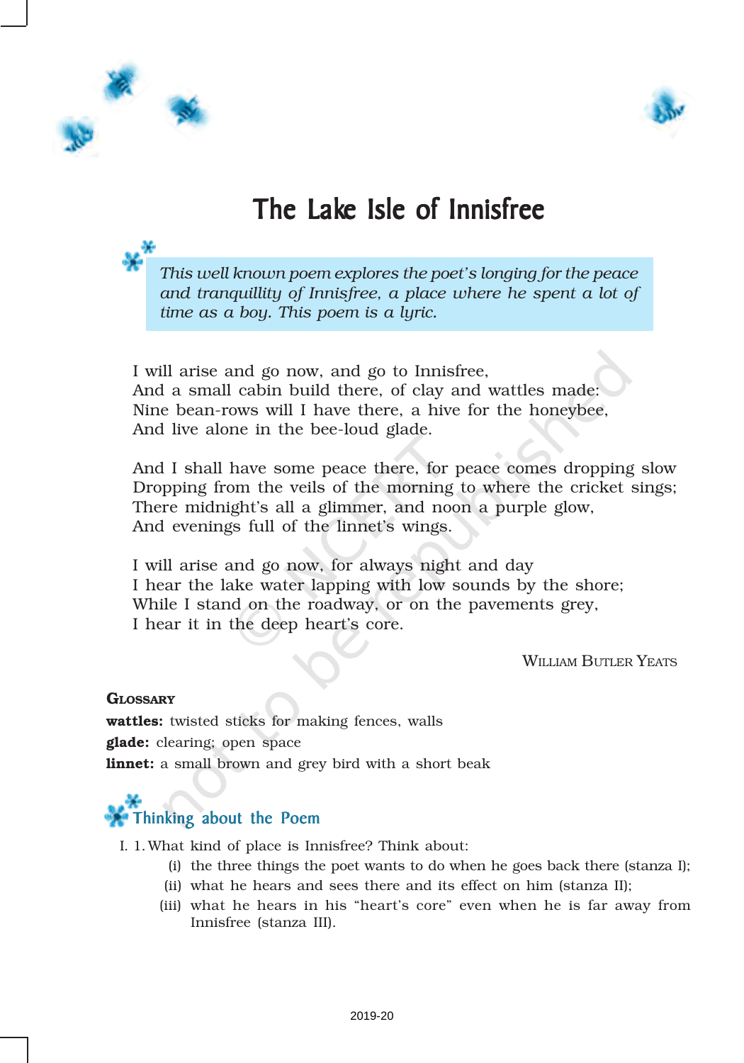# The Lake Isle of Innisfree

*This well known poem explores the poet's longing for the peace and tranquillity of Innisfree, a place where he spent a lot of time as a boy. This poem is a lyric.*

I will arise and go now, and go to Innisfree,  
And a small cabin build there, of clay and wattles made:  
Nine bean-rows will I have there, a hive for the honeybee,  
And live alone in the bee-loud glade.

And I shall have some peace there, for peace comes dropping slow  
Dropping from the veils of the morning to where the cricket sings;  
There midnight's all a glimmer, and noon a purple glow,  
And evenings full of the linnet's wings.

I will arise and go now, for always night and day  
I hear the lake water lapping with low sounds by the shore;  
While I stand on the roadway, or on the pavements grey,  
I hear it in the deep heart's core.

WILLIAM BUTLER YEATS

**GLOSSARY**

**wattles:** twisted sticks for making fences, walls  
**glade:** clearing; open space  
**linnet:** a small brown and grey bird with a short beak

## Thinking about the Poem

I. 1. What kind of place is Innisfree? Think about:

   (i) the three things the poet wants to do when he goes back there (stanza I);

   (ii) what he hears and sees there and its effect on him (stanza II);

   (iii) what he hears in his "heart's core" even when he is far away from Innisfree (stanza III).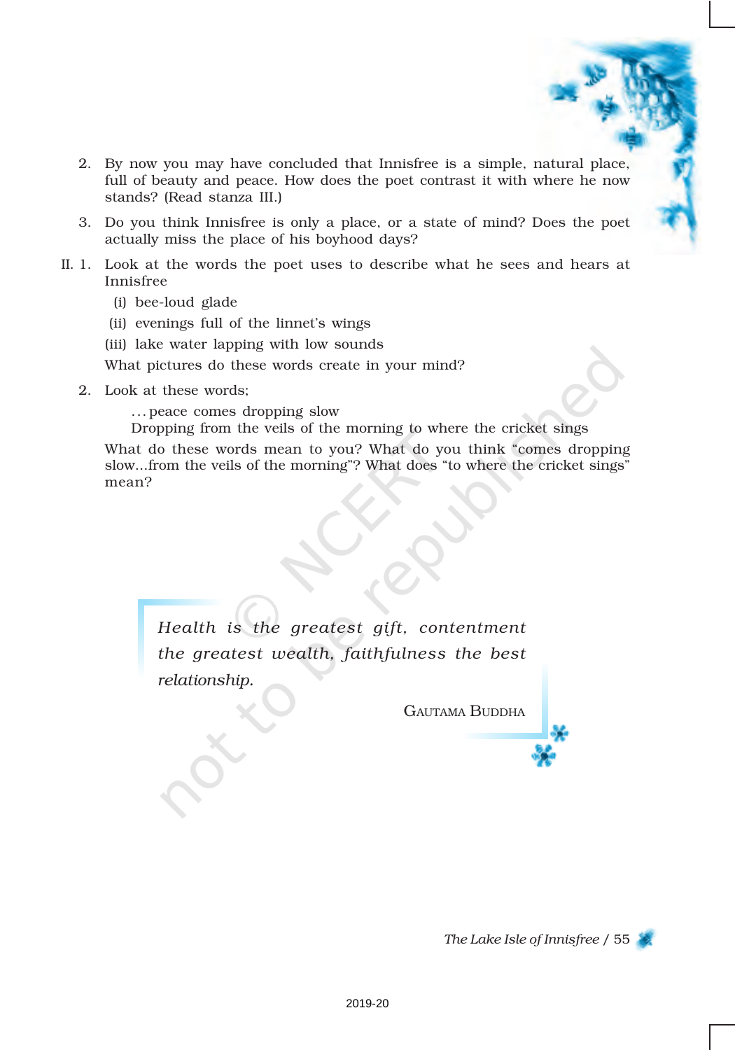2. By now you may have concluded that Innisfree is a simple, natural place, full of beauty and peace. How does the poet contrast it with where he now stands? (Read stanza III.)

3. Do you think Innisfree is only a place, or a state of mind? Does the poet actually miss the place of his boyhood days?

II. 1. Look at the words the poet uses to describe what he sees and hears at Innisfree

(i) bee-loud glade

(ii) evenings full of the linnet's wings

(iii) lake water lapping with low sounds

What pictures do these words create in your mind?

2. Look at these words;

...peace comes dropping slow
Dropping from the veils of the morning to where the cricket sings

What do these words mean to you? What do you think "comes dropping slow...from the veils of the morning"? What does "to where the cricket sings" mean?

> *Health is the greatest gift, contentment the greatest wealth, faithfulness the best relationship.*
>
> GAUTAMA BUDDHA